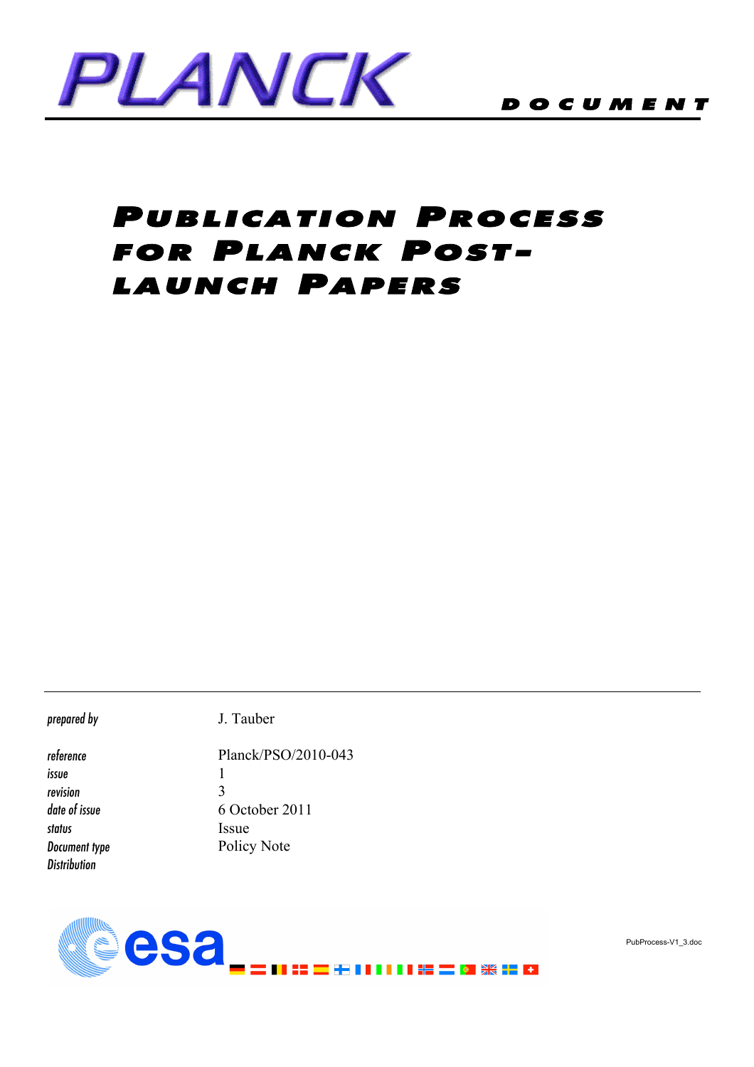PLANCK

DOCUMENT

# Publication Process for Planck Post-launch Papers

| | |
|---|---|
| *prepared by* | J. Tauber |
| *reference* | Planck/PSO/2010-043 |
| *issue* | 1 |
| *revision* | 3 |
| *date of issue* | 6 October 2011 |
| *status* | Issue |
| *Document type* | Policy Note |
| *Distribution* | |

PubProcess-V1_3.doc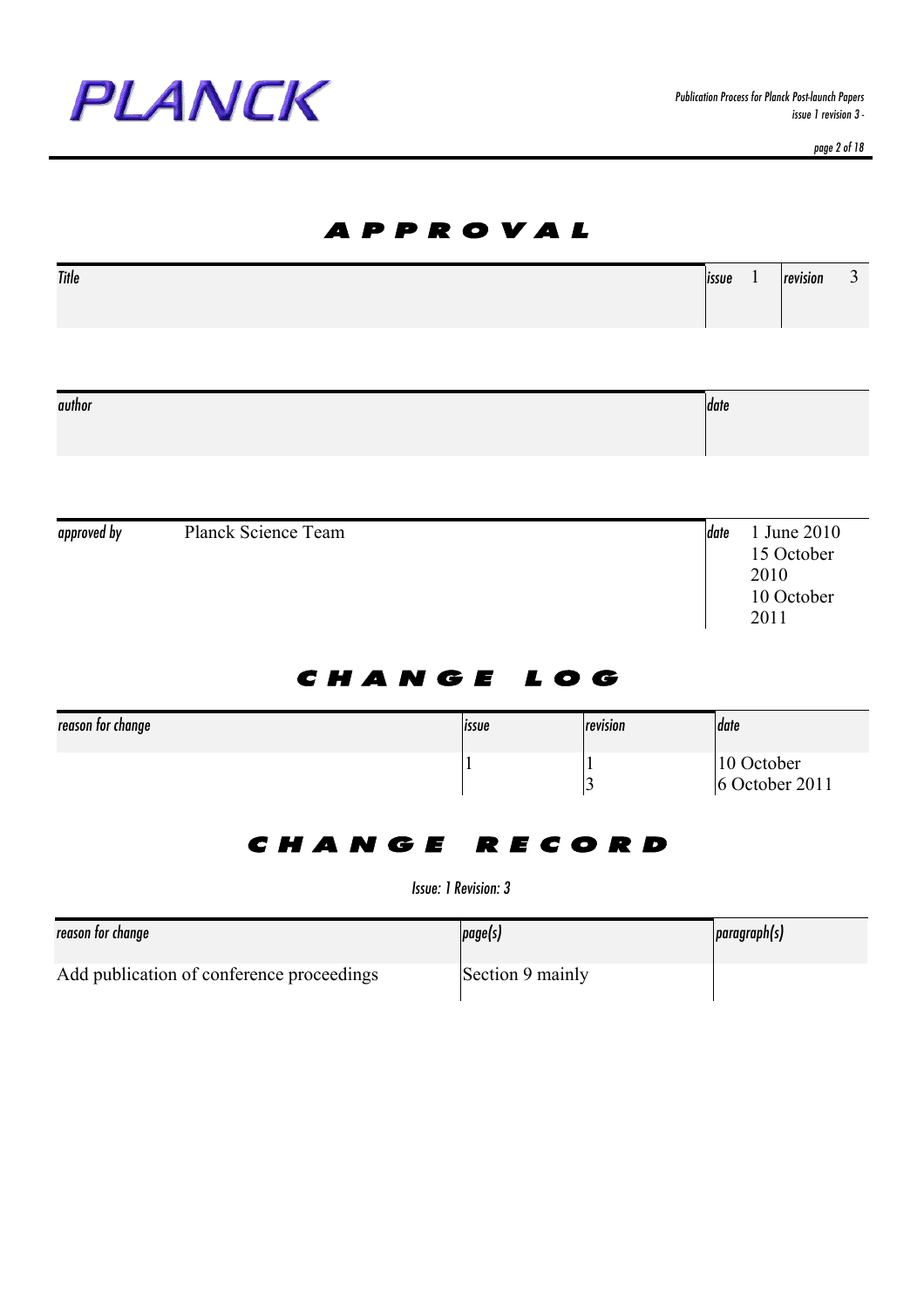# APPROVAL

| Title | issue 1 | revision 3 |
|---|---|---|
| | | |

| author | date |
|---|---|
| | |

| approved by | Planck Science Team | date | 1 June 2010<br>15 October 2010<br>10 October 2011 |
|---|---|---|---|

# CHANGE LOG

| reason for change | issue | revision | date |
|---|---|---|---|
| | 1 | 1<br>3 | 10 October<br>6 October 2011 |

# CHANGE RECORD

*Issue: 1 Revision: 3*

| reason for change | page(s) | paragraph(s) |
|---|---|---|
| Add publication of conference proceedings | Section 9 mainly | |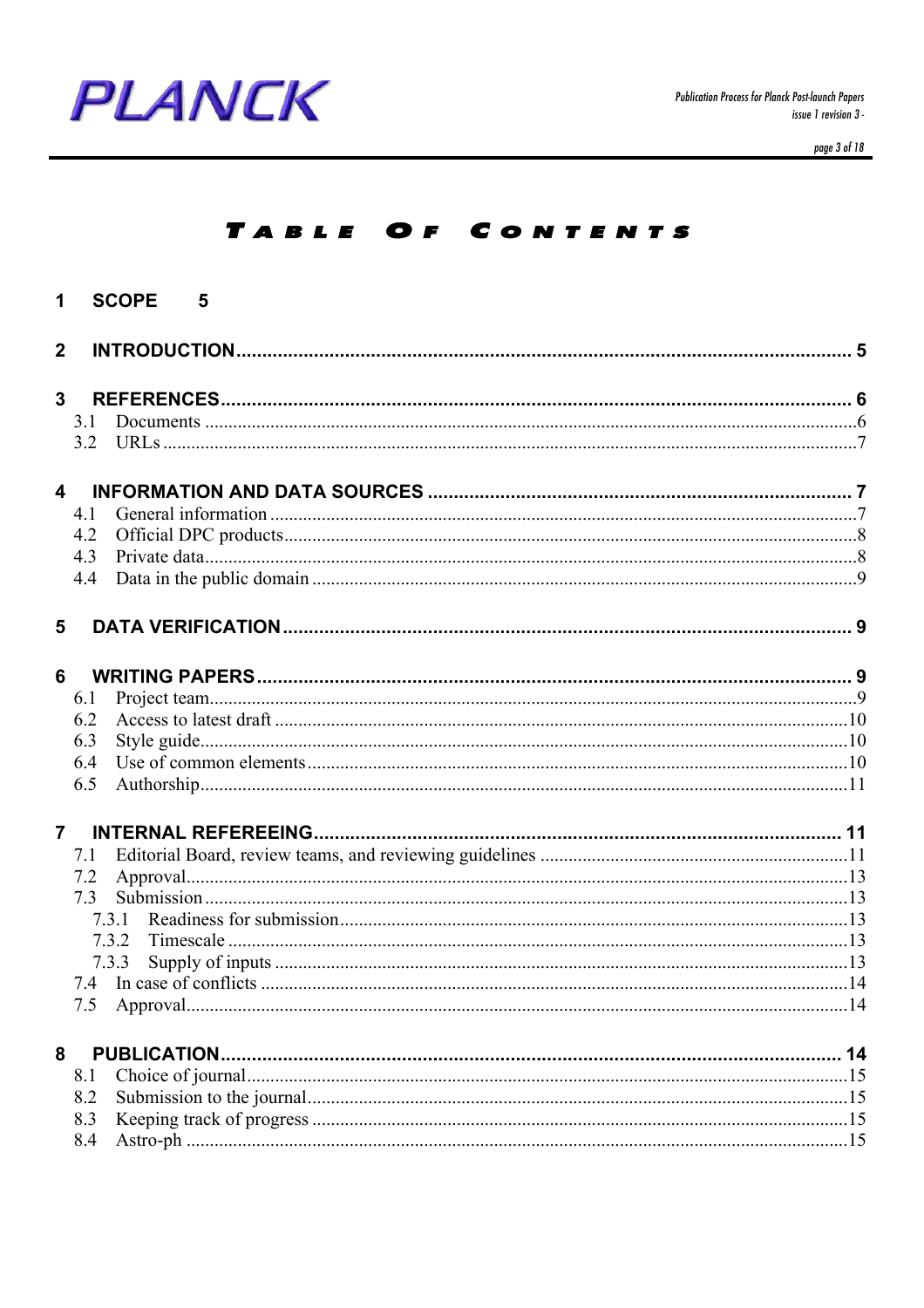# Table Of Contents

1 SCOPE 5

2 INTRODUCTION ..... 5

3 REFERENCES ..... 6
- 3.1 Documents ..... 6
- 3.2 URLs ..... 7

4 INFORMATION AND DATA SOURCES ..... 7
- 4.1 General information ..... 7
- 4.2 Official DPC products ..... 8
- 4.3 Private data ..... 8
- 4.4 Data in the public domain ..... 9

5 DATA VERIFICATION ..... 9

6 WRITING PAPERS ..... 9
- 6.1 Project team ..... 9
- 6.2 Access to latest draft ..... 10
- 6.3 Style guide ..... 10
- 6.4 Use of common elements ..... 10
- 6.5 Authorship ..... 11

7 INTERNAL REFEREEING ..... 11
- 7.1 Editorial Board, review teams, and reviewing guidelines ..... 11
- 7.2 Approval ..... 13
- 7.3 Submission ..... 13
  - 7.3.1 Readiness for submission ..... 13
  - 7.3.2 Timescale ..... 13
  - 7.3.3 Supply of inputs ..... 13
- 7.4 In case of conflicts ..... 14
- 7.5 Approval ..... 14

8 PUBLICATION ..... 14
- 8.1 Choice of journal ..... 15
- 8.2 Submission to the journal ..... 15
- 8.3 Keeping track of progress ..... 15
- 8.4 Astro-ph ..... 15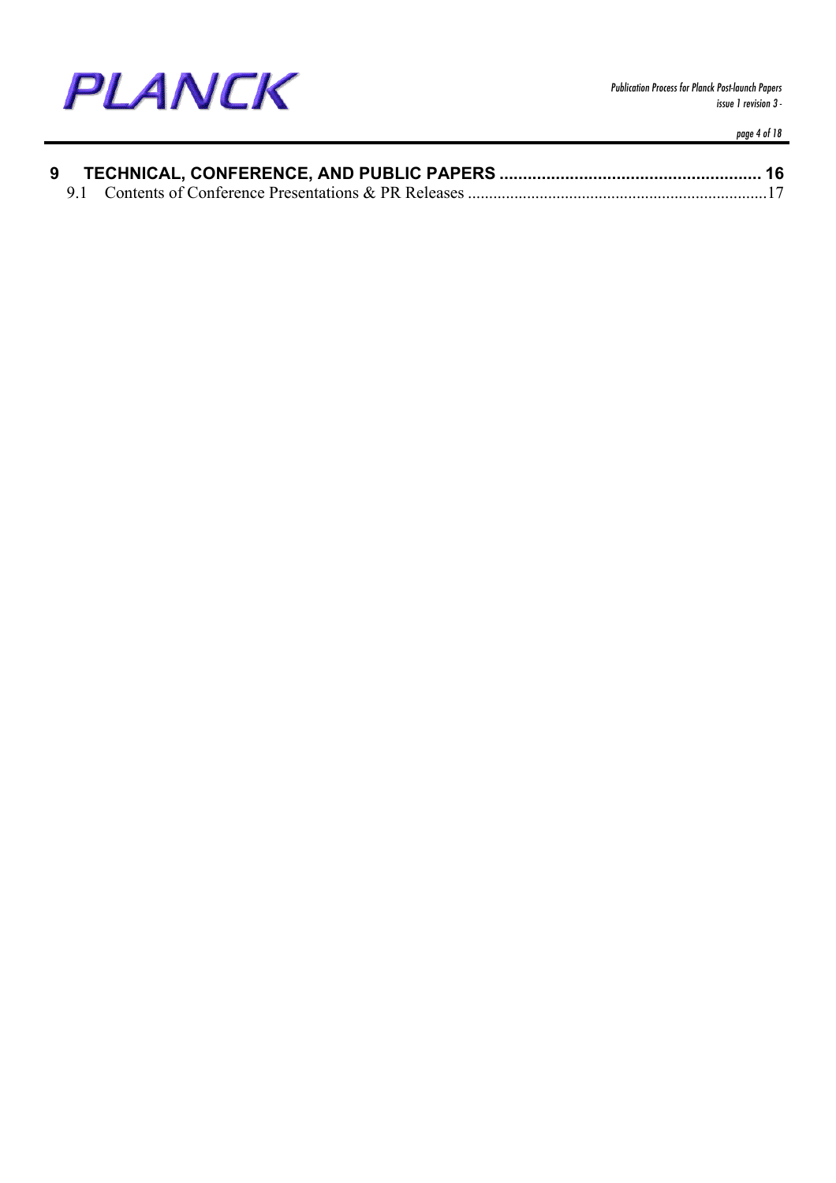**9 TECHNICAL, CONFERENCE, AND PUBLIC PAPERS ........................................................ 16**

9.1 Contents of Conference Presentations & PR Releases ........................................................................17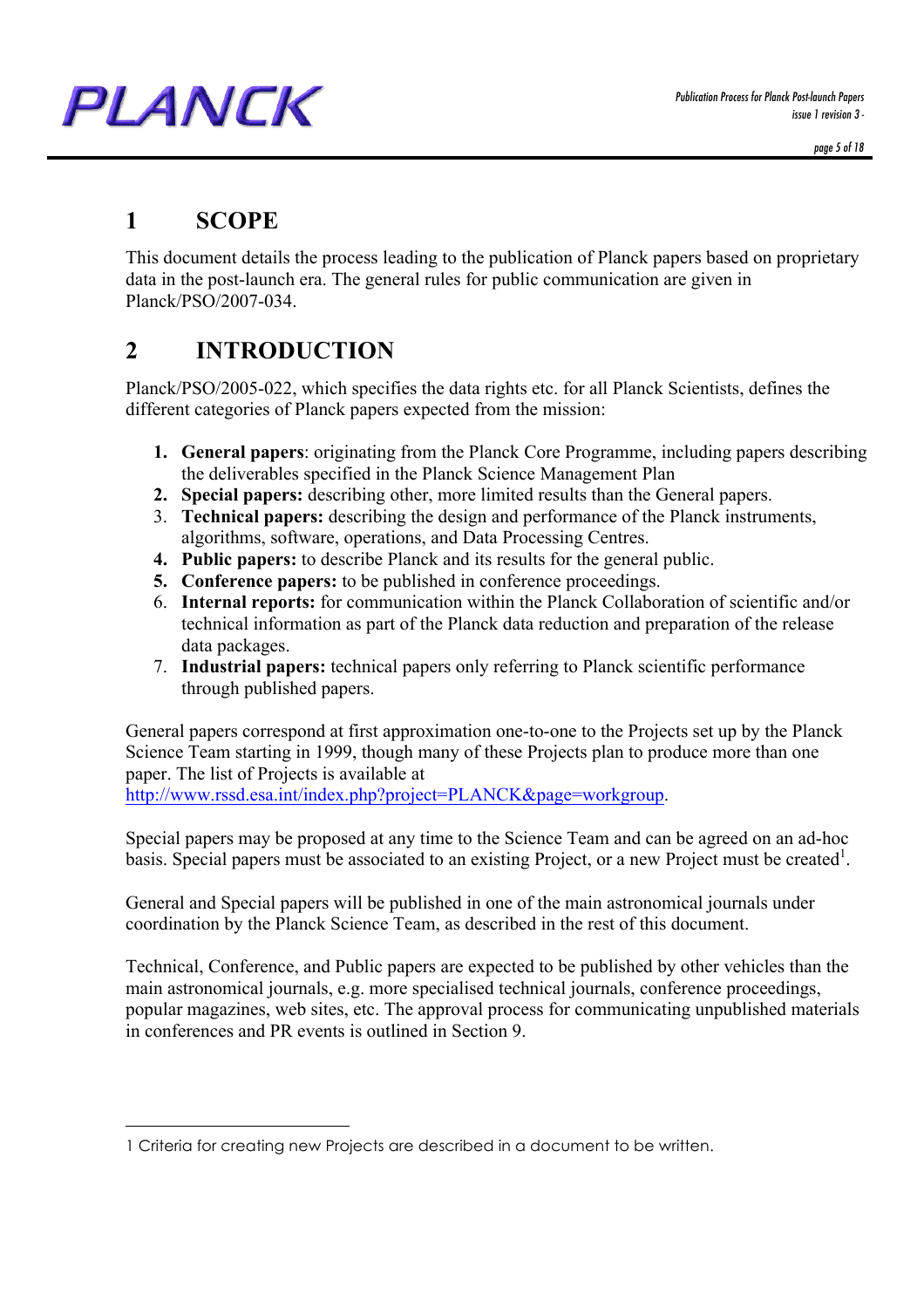# 1 SCOPE

This document details the process leading to the publication of Planck papers based on proprietary data in the post-launch era. The general rules for public communication are given in Planck/PSO/2007-034.

# 2 INTRODUCTION

Planck/PSO/2005-022, which specifies the data rights etc. for all Planck Scientists, defines the different categories of Planck papers expected from the mission:

1. **General papers**: originating from the Planck Core Programme, including papers describing the deliverables specified in the Planck Science Management Plan
2. **Special papers:** describing other, more limited results than the General papers.
3. **Technical papers:** describing the design and performance of the Planck instruments, algorithms, software, operations, and Data Processing Centres.
4. **Public papers:** to describe Planck and its results for the general public.
5. **Conference papers:** to be published in conference proceedings.
6. **Internal reports:** for communication within the Planck Collaboration of scientific and/or technical information as part of the Planck data reduction and preparation of the release data packages.
7. **Industrial papers:** technical papers only referring to Planck scientific performance through published papers.

General papers correspond at first approximation one-to-one to the Projects set up by the Planck Science Team starting in 1999, though many of these Projects plan to produce more than one paper. The list of Projects is available at http://www.rssd.esa.int/index.php?project=PLANCK&page=workgroup.

Special papers may be proposed at any time to the Science Team and can be agreed on an ad-hoc basis. Special papers must be associated to an existing Project, or a new Project must be created[1].

General and Special papers will be published in one of the main astronomical journals under coordination by the Planck Science Team, as described in the rest of this document.

Technical, Conference, and Public papers are expected to be published by other vehicles than the main astronomical journals, e.g. more specialised technical journals, conference proceedings, popular magazines, web sites, etc. The approval process for communicating unpublished materials in conferences and PR events is outlined in Section 9.

---

1 Criteria for creating new Projects are described in a document to be written.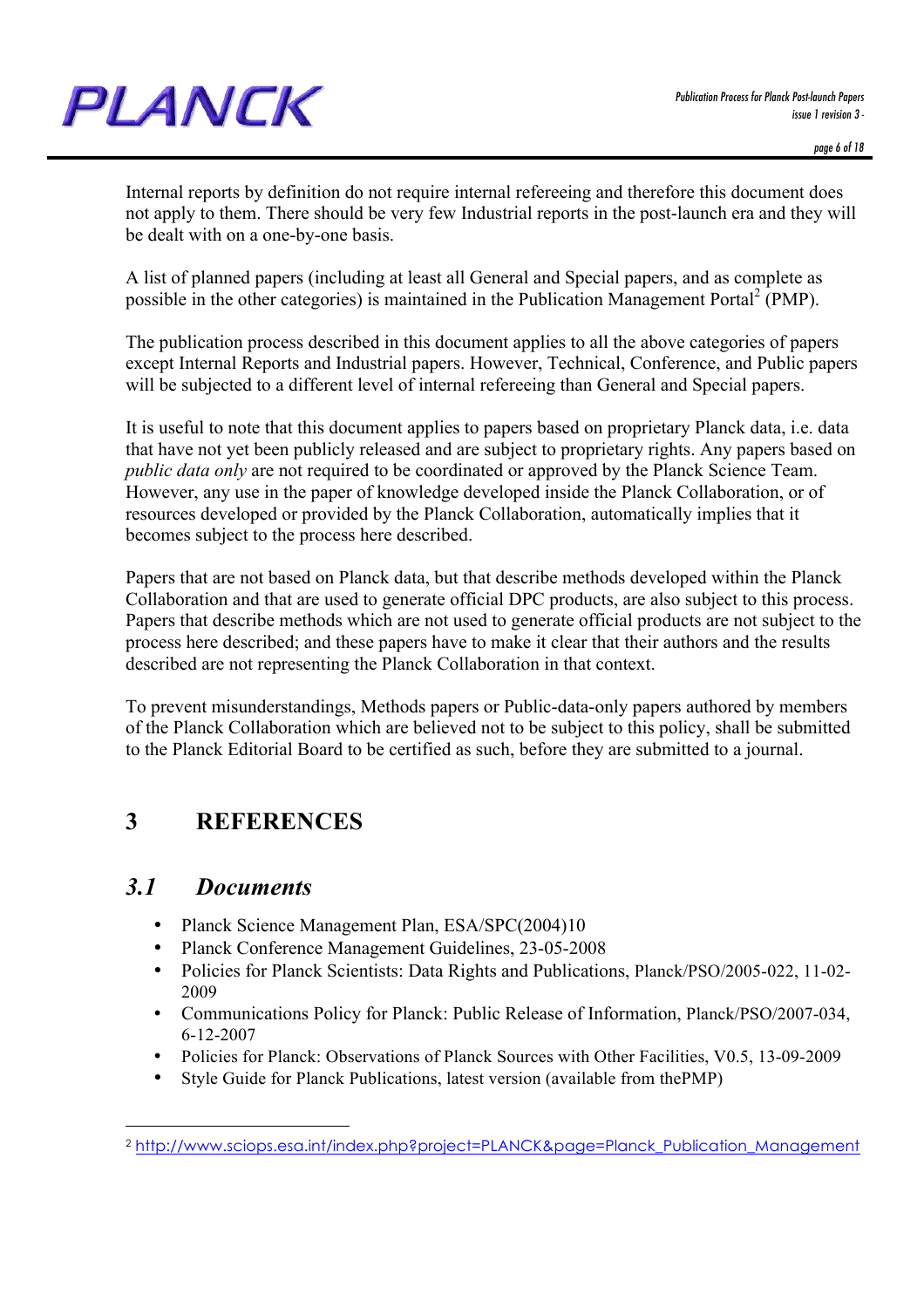Internal reports by definition do not require internal refereeing and therefore this document does not apply to them. There should be very few Industrial reports in the post-launch era and they will be dealt with on a one-by-one basis.

A list of planned papers (including at least all General and Special papers, and as complete as possible in the other categories) is maintained in the Publication Management Portal[2] (PMP).

The publication process described in this document applies to all the above categories of papers except Internal Reports and Industrial papers. However, Technical, Conference, and Public papers will be subjected to a different level of internal refereeing than General and Special papers.

It is useful to note that this document applies to papers based on proprietary Planck data, i.e. data that have not yet been publicly released and are subject to proprietary rights. Any papers based on *public data only* are not required to be coordinated or approved by the Planck Science Team. However, any use in the paper of knowledge developed inside the Planck Collaboration, or of resources developed or provided by the Planck Collaboration, automatically implies that it becomes subject to the process here described.

Papers that are not based on Planck data, but that describe methods developed within the Planck Collaboration and that are used to generate official DPC products, are also subject to this process. Papers that describe methods which are not used to generate official products are not subject to the process here described; and these papers have to make it clear that their authors and the results described are not representing the Planck Collaboration in that context.

To prevent misunderstandings, Methods papers or Public-data-only papers authored by members of the Planck Collaboration which are believed not to be subject to this policy, shall be submitted to the Planck Editorial Board to be certified as such, before they are submitted to a journal.

# 3 REFERENCES

## *3.1 Documents*

- Planck Science Management Plan, ESA/SPC(2004)10
- Planck Conference Management Guidelines, 23-05-2008
- Policies for Planck Scientists: Data Rights and Publications, Planck/PSO/2005-022, 11-02-2009
- Communications Policy for Planck: Public Release of Information, Planck/PSO/2007-034, 6-12-2007
- Policies for Planck: Observations of Planck Sources with Other Facilities, V0.5, 13-09-2009
- Style Guide for Planck Publications, latest version (available from thePMP)

---

[2] http://www.sciops.esa.int/index.php?project=PLANCK&page=Planck_Publication_Management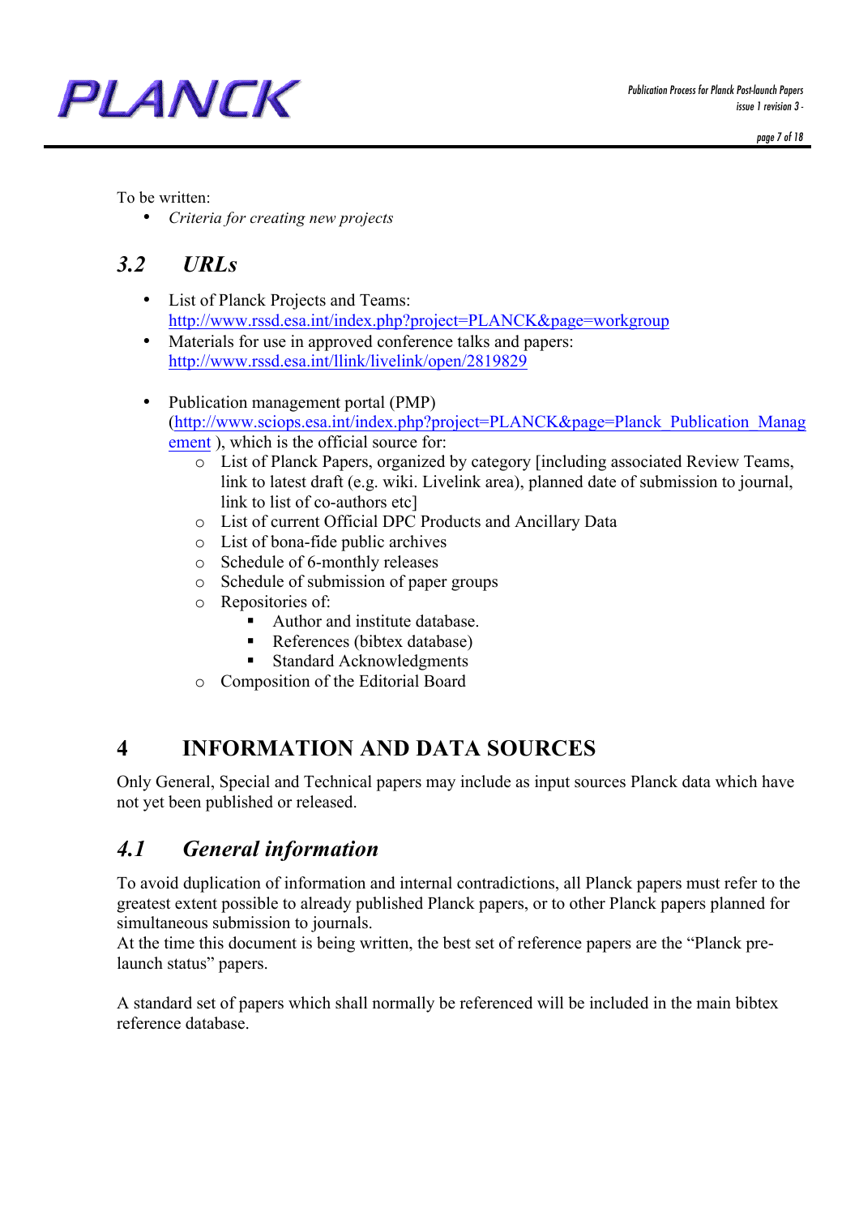To be written:

- *Criteria for creating new projects*

## 3.2 URLs

- List of Planck Projects and Teams: http://www.rssd.esa.int/index.php?project=PLANCK&page=workgroup
- Materials for use in approved conference talks and papers: http://www.rssd.esa.int/llink/livelink/open/2819829

- Publication management portal (PMP) (http://www.sciops.esa.int/index.php?project=PLANCK&page=Planck_Publication_Management ), which is the official source for:
    - List of Planck Papers, organized by category [including associated Review Teams, link to latest draft (e.g. wiki. Livelink area), planned date of submission to journal, link to list of co-authors etc]
    - List of current Official DPC Products and Ancillary Data
    - List of bona-fide public archives
    - Schedule of 6-monthly releases
    - Schedule of submission of paper groups
    - Repositories of:
        - Author and institute database.
        - References (bibtex database)
        - Standard Acknowledgments
    - Composition of the Editorial Board

# 4 INFORMATION AND DATA SOURCES

Only General, Special and Technical papers may include as input sources Planck data which have not yet been published or released.

## 4.1 General information

To avoid duplication of information and internal contradictions, all Planck papers must refer to the greatest extent possible to already published Planck papers, or to other Planck papers planned for simultaneous submission to journals.
At the time this document is being written, the best set of reference papers are the "Planck pre-launch status" papers.

A standard set of papers which shall normally be referenced will be included in the main bibtex reference database.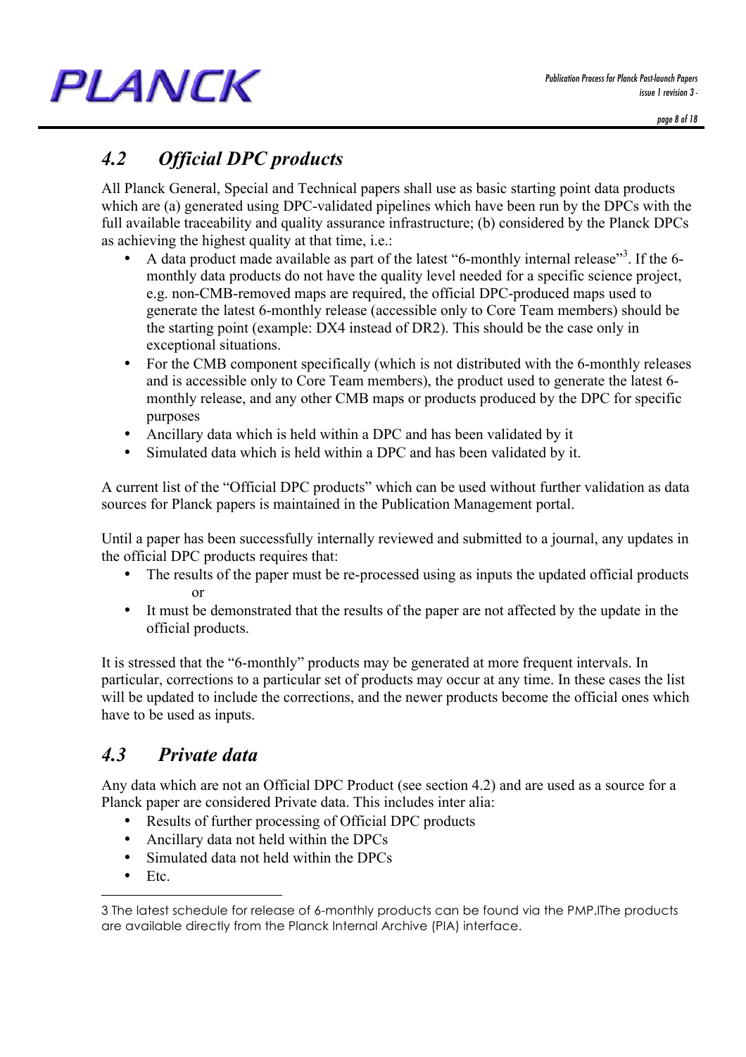## 4.2 *Official DPC products*

All Planck General, Special and Technical papers shall use as basic starting point data products which are (a) generated using DPC-validated pipelines which have been run by the DPCs with the full available traceability and quality assurance infrastructure; (b) considered by the Planck DPCs as achieving the highest quality at that time, i.e.:

- A data product made available as part of the latest "6-monthly internal release"[3]. If the 6-monthly data products do not have the quality level needed for a specific science project, e.g. non-CMB-removed maps are required, the official DPC-produced maps used to generate the latest 6-monthly release (accessible only to Core Team members) should be the starting point (example: DX4 instead of DR2). This should be the case only in exceptional situations.
- For the CMB component specifically (which is not distributed with the 6-monthly releases and is accessible only to Core Team members), the product used to generate the latest 6-monthly release, and any other CMB maps or products produced by the DPC for specific purposes
- Ancillary data which is held within a DPC and has been validated by it
- Simulated data which is held within a DPC and has been validated by it.

A current list of the "Official DPC products" which can be used without further validation as data sources for Planck papers is maintained in the Publication Management portal.

Until a paper has been successfully internally reviewed and submitted to a journal, any updates in the official DPC products requires that:

- The results of the paper must be re-processed using as inputs the updated official products
  or
- It must be demonstrated that the results of the paper are not affected by the update in the official products.

It is stressed that the "6-monthly" products may be generated at more frequent intervals. In particular, corrections to a particular set of products may occur at any time. In these cases the list will be updated to include the corrections, and the newer products become the official ones which have to be used as inputs.

## 4.3 *Private data*

Any data which are not an Official DPC Product (see section 4.2) and are used as a source for a Planck paper are considered Private data. This includes inter alia:

- Results of further processing of Official DPC products
- Ancillary data not held within the DPCs
- Simulated data not held within the DPCs
- Etc.

---

3 The latest schedule for release of 6-monthly products can be found via the PMP.IThe products are available directly from the Planck Internal Archive (PIA) interface.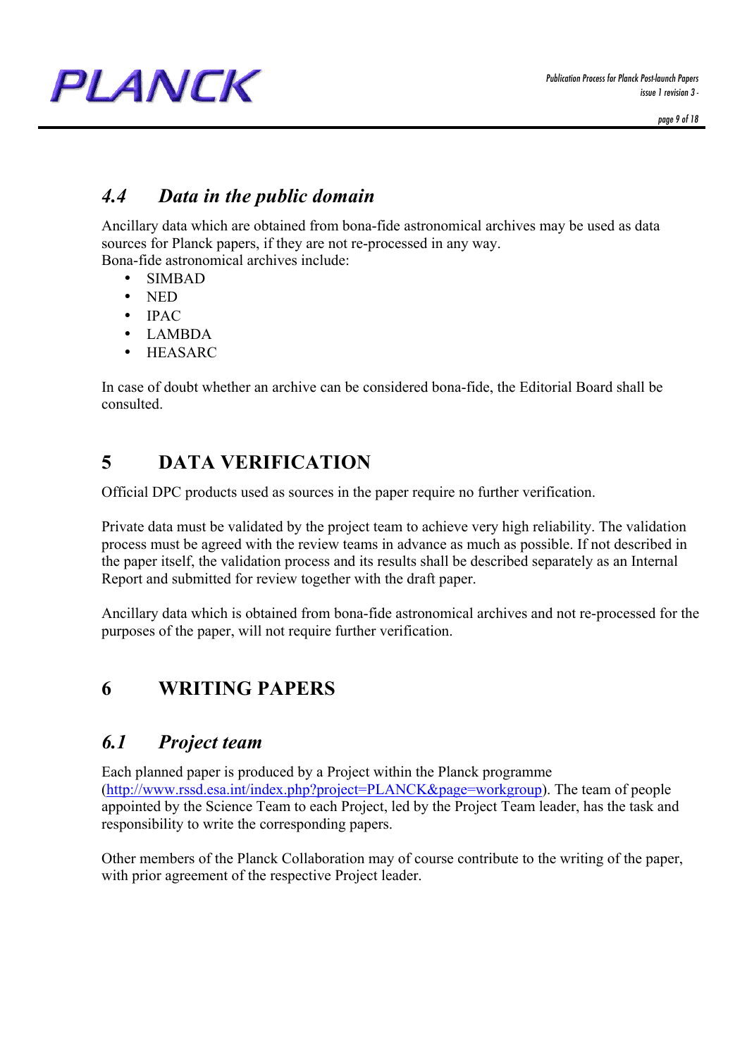### 4.4 Data in the public domain

Ancillary data which are obtained from bona-fide astronomical archives may be used as data sources for Planck papers, if they are not re-processed in any way.
Bona-fide astronomical archives include:

- SIMBAD
- NED
- IPAC
- LAMBDA
- HEASARC

In case of doubt whether an archive can be considered bona-fide, the Editorial Board shall be consulted.

## 5 DATA VERIFICATION

Official DPC products used as sources in the paper require no further verification.

Private data must be validated by the project team to achieve very high reliability. The validation process must be agreed with the review teams in advance as much as possible. If not described in the paper itself, the validation process and its results shall be described separately as an Internal Report and submitted for review together with the draft paper.

Ancillary data which is obtained from bona-fide astronomical archives and not re-processed for the purposes of the paper, will not require further verification.

## 6 WRITING PAPERS

### 6.1 Project team

Each planned paper is produced by a Project within the Planck programme (http://www.rssd.esa.int/index.php?project=PLANCK&page=workgroup). The team of people appointed by the Science Team to each Project, led by the Project Team leader, has the task and responsibility to write the corresponding papers.

Other members of the Planck Collaboration may of course contribute to the writing of the paper, with prior agreement of the respective Project leader.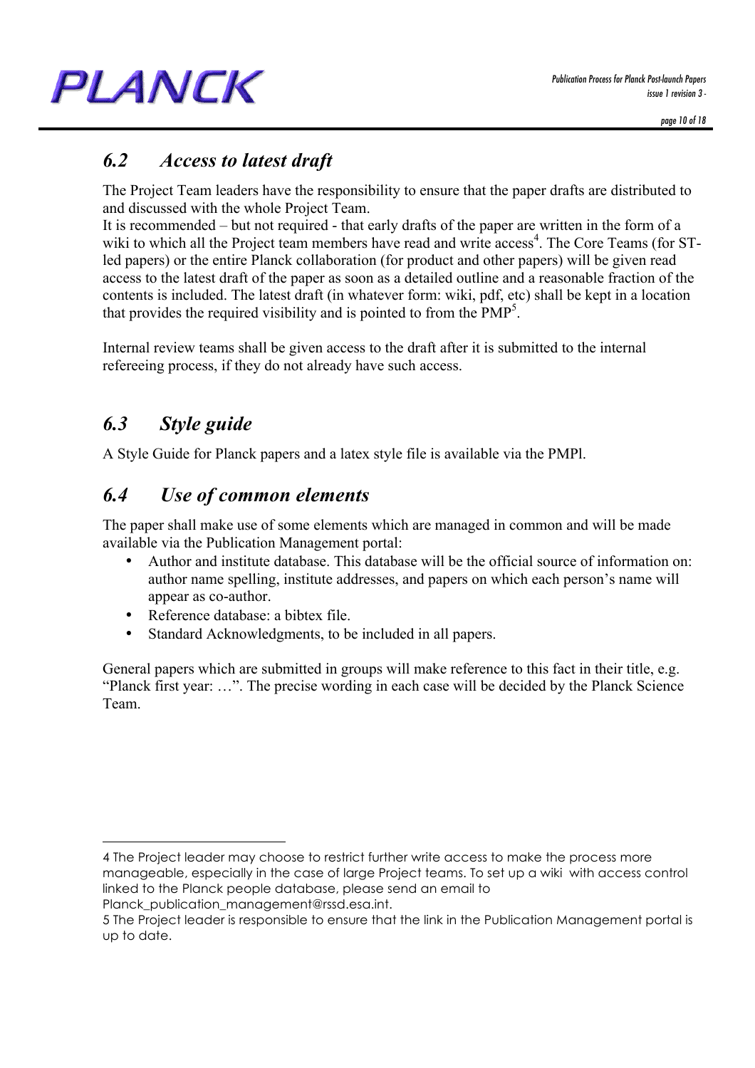## 6.2 Access to latest draft

The Project Team leaders have the responsibility to ensure that the paper drafts are distributed to and discussed with the whole Project Team.

It is recommended – but not required - that early drafts of the paper are written in the form of a wiki to which all the Project team members have read and write access[4]. The Core Teams (for ST-led papers) or the entire Planck collaboration (for product and other papers) will be given read access to the latest draft of the paper as soon as a detailed outline and a reasonable fraction of the contents is included. The latest draft (in whatever form: wiki, pdf, etc) shall be kept in a location that provides the required visibility and is pointed to from the PMP[5].

Internal review teams shall be given access to the draft after it is submitted to the internal refereeing process, if they do not already have such access.

## 6.3 Style guide

A Style Guide for Planck papers and a latex style file is available via the PMPl.

## 6.4 Use of common elements

The paper shall make use of some elements which are managed in common and will be made available via the Publication Management portal:

- Author and institute database. This database will be the official source of information on: author name spelling, institute addresses, and papers on which each person's name will appear as co-author.
- Reference database: a bibtex file.
- Standard Acknowledgments, to be included in all papers.

General papers which are submitted in groups will make reference to this fact in their title, e.g. "Planck first year: …". The precise wording in each case will be decided by the Planck Science Team.

---

4 The Project leader may choose to restrict further write access to make the process more manageable, especially in the case of large Project teams. To set up a wiki with access control linked to the Planck people database, please send an email to Planck_publication_management@rssd.esa.int.

5 The Project leader is responsible to ensure that the link in the Publication Management portal is up to date.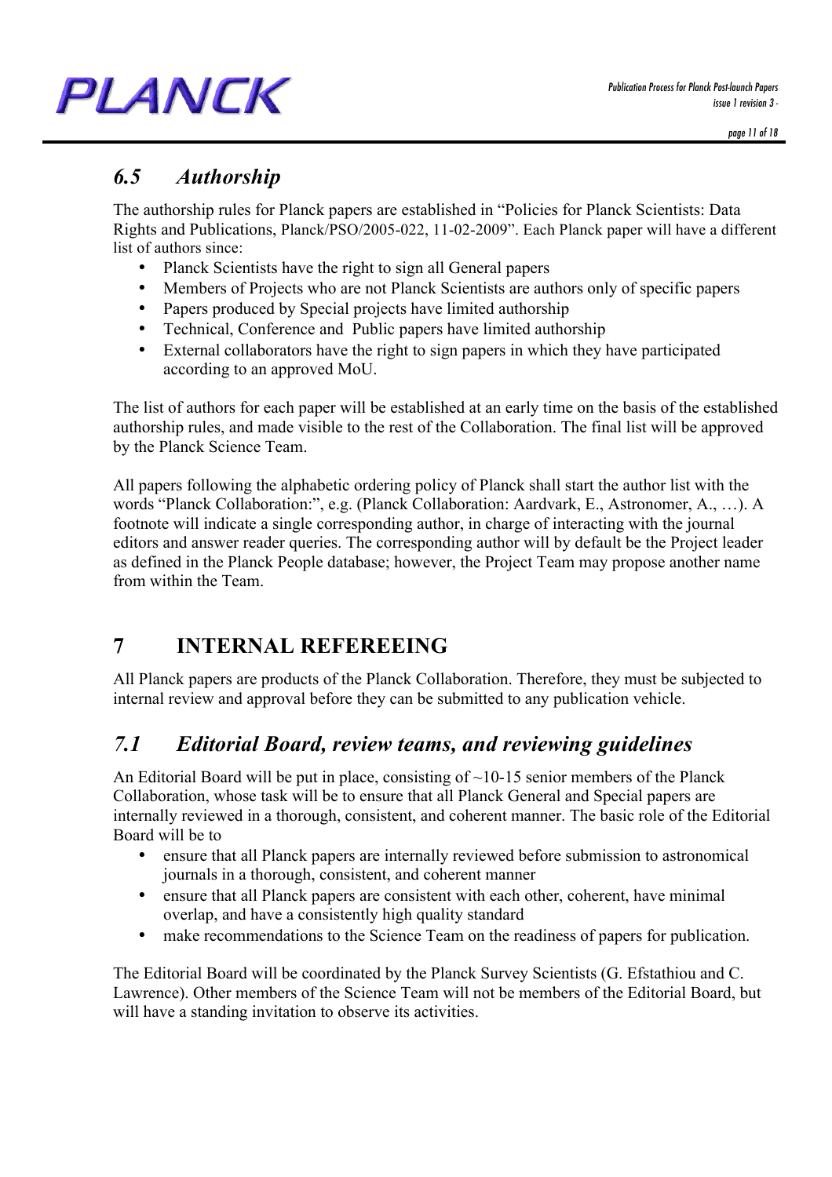## *6.5 Authorship*

The authorship rules for Planck papers are established in "Policies for Planck Scientists: Data Rights and Publications, Planck/PSO/2005-022, 11-02-2009". Each Planck paper will have a different list of authors since:

- Planck Scientists have the right to sign all General papers
- Members of Projects who are not Planck Scientists are authors only of specific papers
- Papers produced by Special projects have limited authorship
- Technical, Conference and Public papers have limited authorship
- External collaborators have the right to sign papers in which they have participated according to an approved MoU.

The list of authors for each paper will be established at an early time on the basis of the established authorship rules, and made visible to the rest of the Collaboration. The final list will be approved by the Planck Science Team.

All papers following the alphabetic ordering policy of Planck shall start the author list with the words "Planck Collaboration:", e.g. (Planck Collaboration: Aardvark, E., Astronomer, A., …). A footnote will indicate a single corresponding author, in charge of interacting with the journal editors and answer reader queries. The corresponding author will by default be the Project leader as defined in the Planck People database; however, the Project Team may propose another name from within the Team.

# 7 INTERNAL REFEREEING

All Planck papers are products of the Planck Collaboration. Therefore, they must be subjected to internal review and approval before they can be submitted to any publication vehicle.

## *7.1 Editorial Board, review teams, and reviewing guidelines*

An Editorial Board will be put in place, consisting of ~10-15 senior members of the Planck Collaboration, whose task will be to ensure that all Planck General and Special papers are internally reviewed in a thorough, consistent, and coherent manner. The basic role of the Editorial Board will be to

- ensure that all Planck papers are internally reviewed before submission to astronomical journals in a thorough, consistent, and coherent manner
- ensure that all Planck papers are consistent with each other, coherent, have minimal overlap, and have a consistently high quality standard
- make recommendations to the Science Team on the readiness of papers for publication.

The Editorial Board will be coordinated by the Planck Survey Scientists (G. Efstathiou and C. Lawrence). Other members of the Science Team will not be members of the Editorial Board, but will have a standing invitation to observe its activities.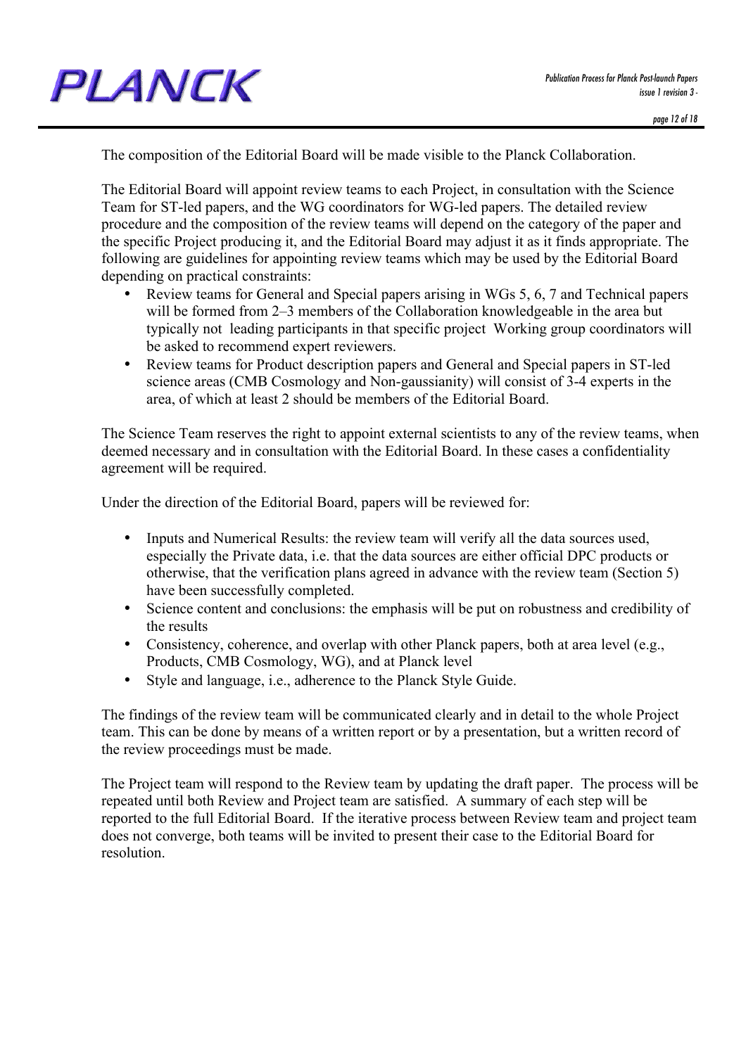The composition of the Editorial Board will be made visible to the Planck Collaboration.

The Editorial Board will appoint review teams to each Project, in consultation with the Science Team for ST-led papers, and the WG coordinators for WG-led papers. The detailed review procedure and the composition of the review teams will depend on the category of the paper and the specific Project producing it, and the Editorial Board may adjust it as it finds appropriate. The following are guidelines for appointing review teams which may be used by the Editorial Board depending on practical constraints:

- Review teams for General and Special papers arising in WGs 5, 6, 7 and Technical papers will be formed from 2–3 members of the Collaboration knowledgeable in the area but typically not leading participants in that specific project Working group coordinators will be asked to recommend expert reviewers.
- Review teams for Product description papers and General and Special papers in ST-led science areas (CMB Cosmology and Non-gaussianity) will consist of 3-4 experts in the area, of which at least 2 should be members of the Editorial Board.

The Science Team reserves the right to appoint external scientists to any of the review teams, when deemed necessary and in consultation with the Editorial Board. In these cases a confidentiality agreement will be required.

Under the direction of the Editorial Board, papers will be reviewed for:

- Inputs and Numerical Results: the review team will verify all the data sources used, especially the Private data, i.e. that the data sources are either official DPC products or otherwise, that the verification plans agreed in advance with the review team (Section 5) have been successfully completed.
- Science content and conclusions: the emphasis will be put on robustness and credibility of the results
- Consistency, coherence, and overlap with other Planck papers, both at area level (e.g., Products, CMB Cosmology, WG), and at Planck level
- Style and language, i.e., adherence to the Planck Style Guide.

The findings of the review team will be communicated clearly and in detail to the whole Project team. This can be done by means of a written report or by a presentation, but a written record of the review proceedings must be made.

The Project team will respond to the Review team by updating the draft paper. The process will be repeated until both Review and Project team are satisfied. A summary of each step will be reported to the full Editorial Board. If the iterative process between Review team and project team does not converge, both teams will be invited to present their case to the Editorial Board for resolution.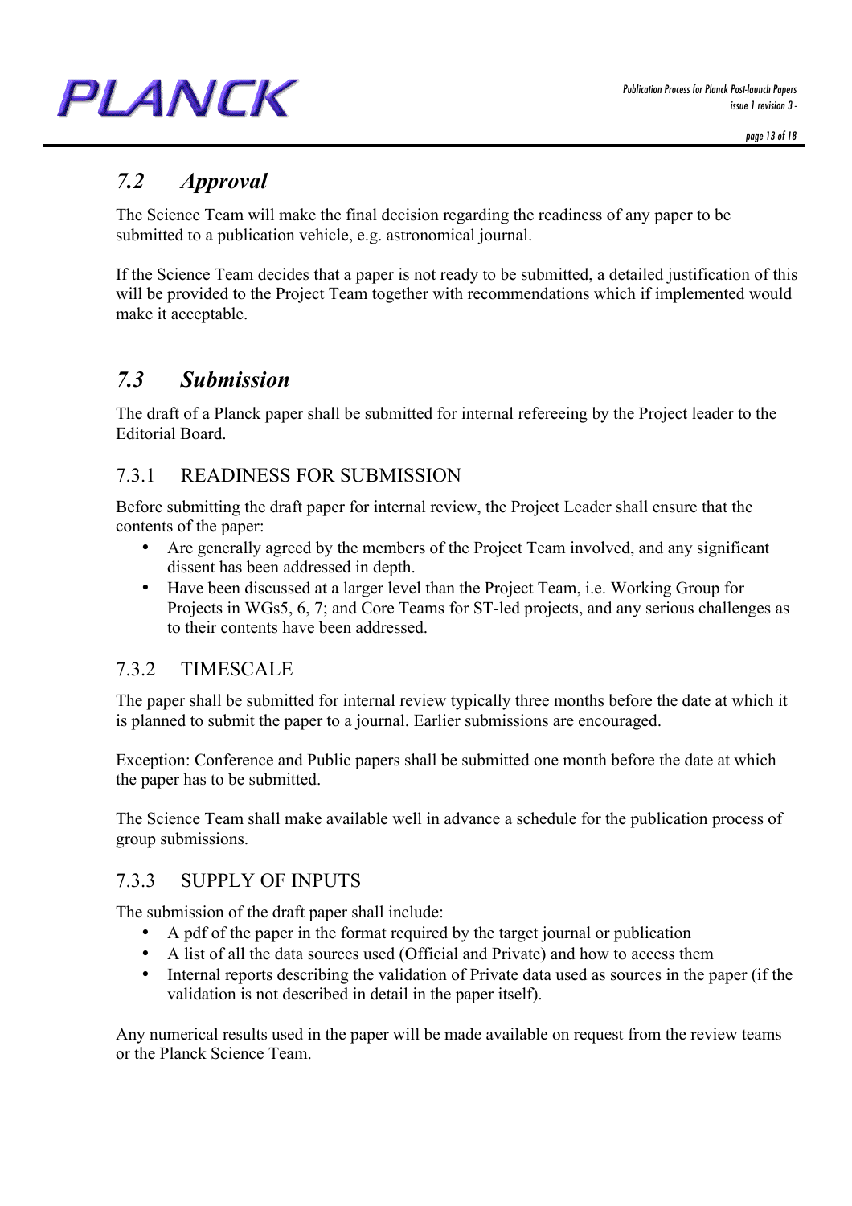## 7.2 *Approval*

The Science Team will make the final decision regarding the readiness of any paper to be submitted to a publication vehicle, e.g. astronomical journal.

If the Science Team decides that a paper is not ready to be submitted, a detailed justification of this will be provided to the Project Team together with recommendations which if implemented would make it acceptable.

## 7.3 *Submission*

The draft of a Planck paper shall be submitted for internal refereeing by the Project leader to the Editorial Board.

### 7.3.1 READINESS FOR SUBMISSION

Before submitting the draft paper for internal review, the Project Leader shall ensure that the contents of the paper:

- Are generally agreed by the members of the Project Team involved, and any significant dissent has been addressed in depth.
- Have been discussed at a larger level than the Project Team, i.e. Working Group for Projects in WGs5, 6, 7; and Core Teams for ST-led projects, and any serious challenges as to their contents have been addressed.

### 7.3.2 TIMESCALE

The paper shall be submitted for internal review typically three months before the date at which it is planned to submit the paper to a journal. Earlier submissions are encouraged.

Exception: Conference and Public papers shall be submitted one month before the date at which the paper has to be submitted.

The Science Team shall make available well in advance a schedule for the publication process of group submissions.

### 7.3.3 SUPPLY OF INPUTS

The submission of the draft paper shall include:

- A pdf of the paper in the format required by the target journal or publication
- A list of all the data sources used (Official and Private) and how to access them
- Internal reports describing the validation of Private data used as sources in the paper (if the validation is not described in detail in the paper itself).

Any numerical results used in the paper will be made available on request from the review teams or the Planck Science Team.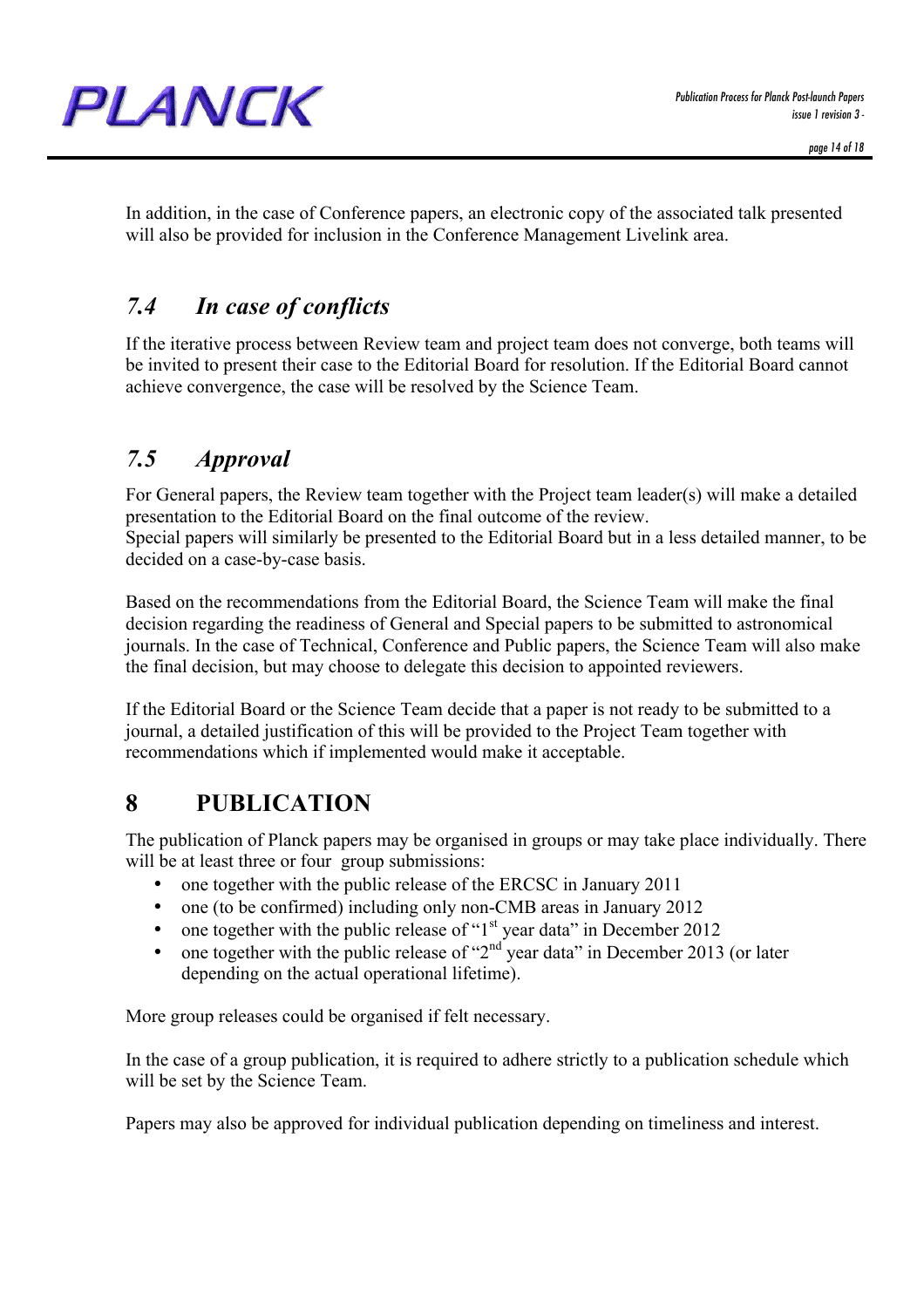In addition, in the case of Conference papers, an electronic copy of the associated talk presented will also be provided for inclusion in the Conference Management Livelink area.

## *7.4 In case of conflicts*

If the iterative process between Review team and project team does not converge, both teams will be invited to present their case to the Editorial Board for resolution. If the Editorial Board cannot achieve convergence, the case will be resolved by the Science Team.

## *7.5 Approval*

For General papers, the Review team together with the Project team leader(s) will make a detailed presentation to the Editorial Board on the final outcome of the review.
Special papers will similarly be presented to the Editorial Board but in a less detailed manner, to be decided on a case-by-case basis.

Based on the recommendations from the Editorial Board, the Science Team will make the final decision regarding the readiness of General and Special papers to be submitted to astronomical journals. In the case of Technical, Conference and Public papers, the Science Team will also make the final decision, but may choose to delegate this decision to appointed reviewers.

If the Editorial Board or the Science Team decide that a paper is not ready to be submitted to a journal, a detailed justification of this will be provided to the Project Team together with recommendations which if implemented would make it acceptable.

# 8 PUBLICATION

The publication of Planck papers may be organised in groups or may take place individually. There will be at least three or four group submissions:

- one together with the public release of the ERCSC in January 2011
- one (to be confirmed) including only non-CMB areas in January 2012
- one together with the public release of "1st year data" in December 2012
- one together with the public release of "2nd year data" in December 2013 (or later depending on the actual operational lifetime).

More group releases could be organised if felt necessary.

In the case of a group publication, it is required to adhere strictly to a publication schedule which will be set by the Science Team.

Papers may also be approved for individual publication depending on timeliness and interest.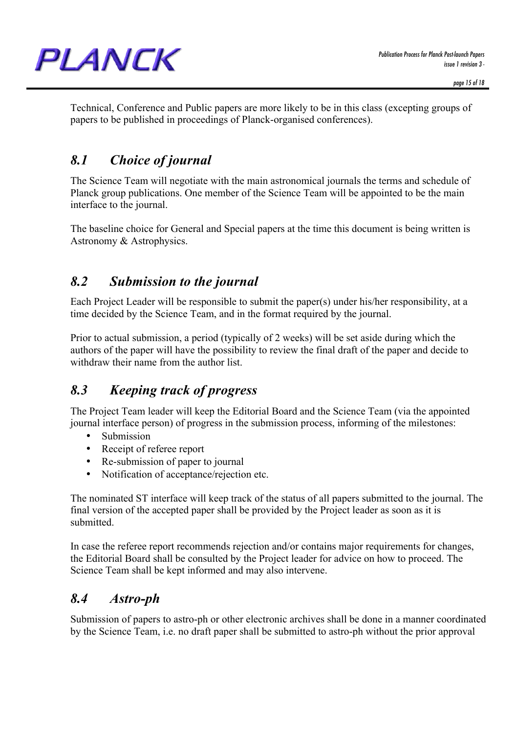Technical, Conference and Public papers are more likely to be in this class (excepting groups of papers to be published in proceedings of Planck-organised conferences).

## *8.1 Choice of journal*

The Science Team will negotiate with the main astronomical journals the terms and schedule of Planck group publications. One member of the Science Team will be appointed to be the main interface to the journal.

The baseline choice for General and Special papers at the time this document is being written is Astronomy & Astrophysics.

## *8.2 Submission to the journal*

Each Project Leader will be responsible to submit the paper(s) under his/her responsibility, at a time decided by the Science Team, and in the format required by the journal.

Prior to actual submission, a period (typically of 2 weeks) will be set aside during which the authors of the paper will have the possibility to review the final draft of the paper and decide to withdraw their name from the author list.

## *8.3 Keeping track of progress*

The Project Team leader will keep the Editorial Board and the Science Team (via the appointed journal interface person) of progress in the submission process, informing of the milestones:

- Submission
- Receipt of referee report
- Re-submission of paper to journal
- Notification of acceptance/rejection etc.

The nominated ST interface will keep track of the status of all papers submitted to the journal. The final version of the accepted paper shall be provided by the Project leader as soon as it is submitted.

In case the referee report recommends rejection and/or contains major requirements for changes, the Editorial Board shall be consulted by the Project leader for advice on how to proceed. The Science Team shall be kept informed and may also intervene.

## *8.4 Astro-ph*

Submission of papers to astro-ph or other electronic archives shall be done in a manner coordinated by the Science Team, i.e. no draft paper shall be submitted to astro-ph without the prior approval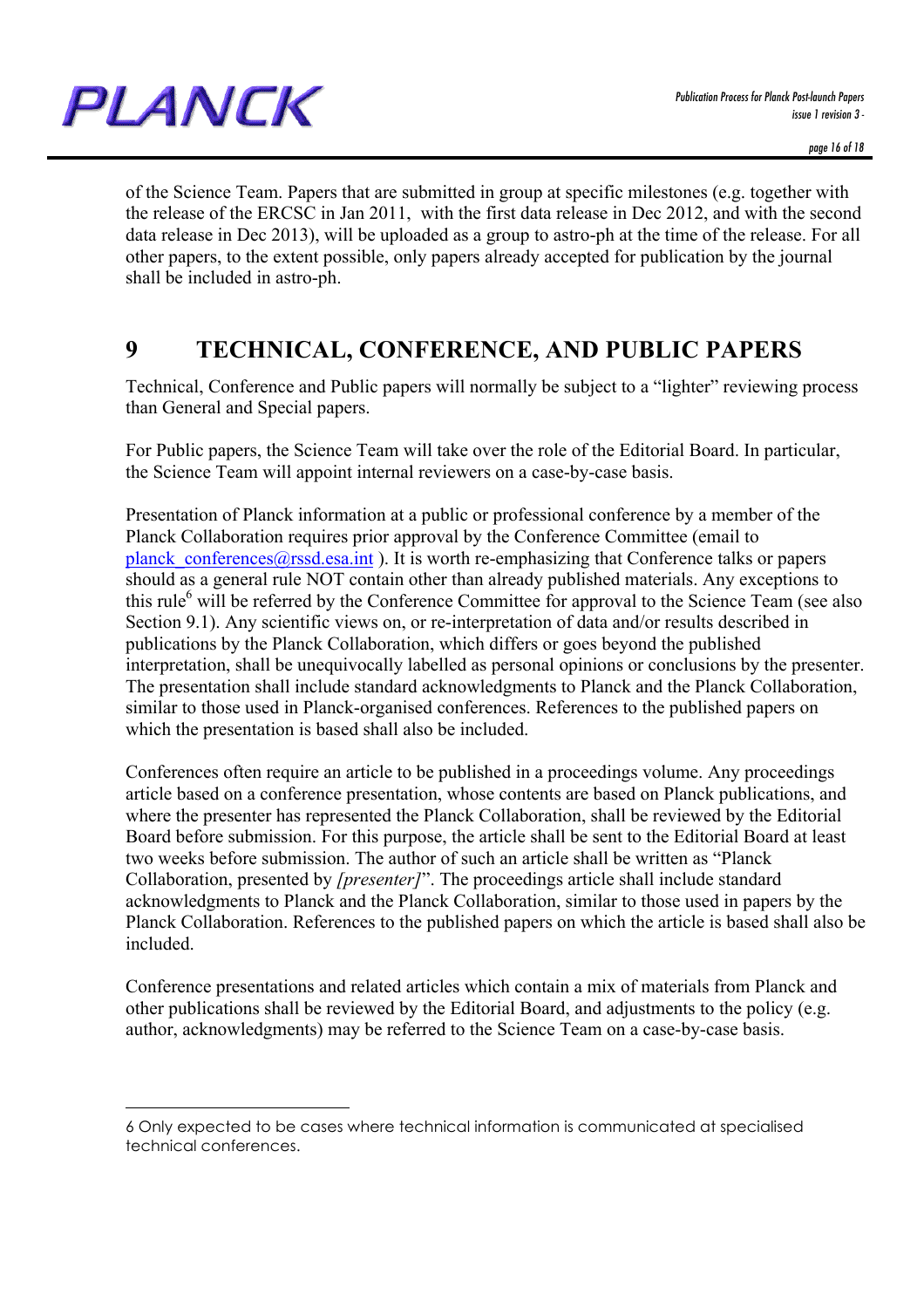of the Science Team. Papers that are submitted in group at specific milestones (e.g. together with the release of the ERCSC in Jan 2011, with the first data release in Dec 2012, and with the second data release in Dec 2013), will be uploaded as a group to astro-ph at the time of the release. For all other papers, to the extent possible, only papers already accepted for publication by the journal shall be included in astro-ph.

# 9 TECHNICAL, CONFERENCE, AND PUBLIC PAPERS

Technical, Conference and Public papers will normally be subject to a "lighter" reviewing process than General and Special papers.

For Public papers, the Science Team will take over the role of the Editorial Board. In particular, the Science Team will appoint internal reviewers on a case-by-case basis.

Presentation of Planck information at a public or professional conference by a member of the Planck Collaboration requires prior approval by the Conference Committee (email to planck_conferences@rssd.esa.int ). It is worth re-emphasizing that Conference talks or papers should as a general rule NOT contain other than already published materials. Any exceptions to this rule[6] will be referred by the Conference Committee for approval to the Science Team (see also Section 9.1). Any scientific views on, or re-interpretation of data and/or results described in publications by the Planck Collaboration, which differs or goes beyond the published interpretation, shall be unequivocally labelled as personal opinions or conclusions by the presenter. The presentation shall include standard acknowledgments to Planck and the Planck Collaboration, similar to those used in Planck-organised conferences. References to the published papers on which the presentation is based shall also be included.

Conferences often require an article to be published in a proceedings volume. Any proceedings article based on a conference presentation, whose contents are based on Planck publications, and where the presenter has represented the Planck Collaboration, shall be reviewed by the Editorial Board before submission. For this purpose, the article shall be sent to the Editorial Board at least two weeks before submission. The author of such an article shall be written as "Planck Collaboration, presented by *[presenter]*". The proceedings article shall include standard acknowledgments to Planck and the Planck Collaboration, similar to those used in papers by the Planck Collaboration. References to the published papers on which the article is based shall also be included.

Conference presentations and related articles which contain a mix of materials from Planck and other publications shall be reviewed by the Editorial Board, and adjustments to the policy (e.g. author, acknowledgments) may be referred to the Science Team on a case-by-case basis.

---

6 Only expected to be cases where technical information is communicated at specialised technical conferences.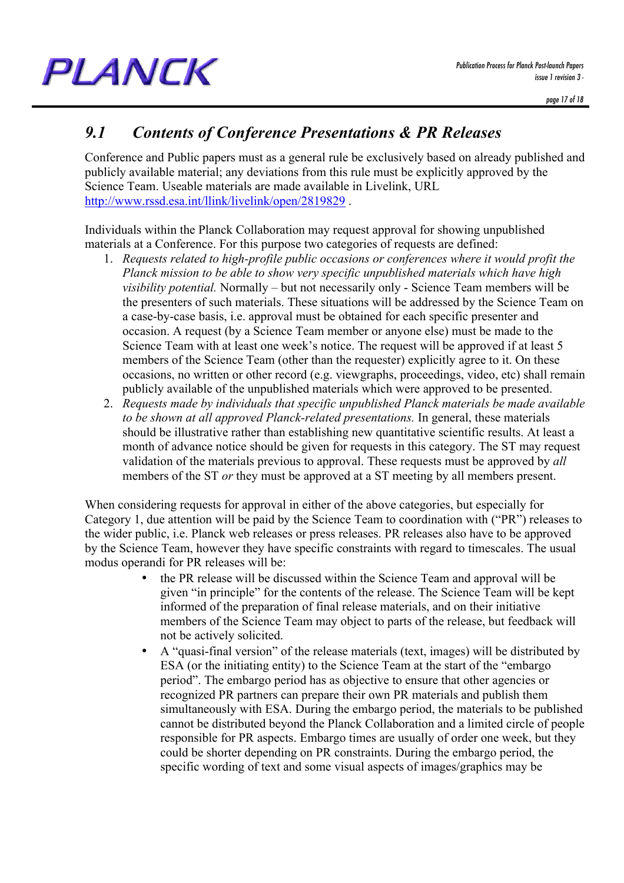## *9.1 Contents of Conference Presentations & PR Releases*

Conference and Public papers must as a general rule be exclusively based on already published and publicly available material; any deviations from this rule must be explicitly approved by the Science Team. Useable materials are made available in Livelink, URL http://www.rssd.esa.int/llink/livelink/open/2819829 .

Individuals within the Planck Collaboration may request approval for showing unpublished materials at a Conference. For this purpose two categories of requests are defined:

1. *Requests related to high-profile public occasions or conferences where it would profit the Planck mission to be able to show very specific unpublished materials which have high visibility potential.* Normally – but not necessarily only - Science Team members will be the presenters of such materials. These situations will be addressed by the Science Team on a case-by-case basis, i.e. approval must be obtained for each specific presenter and occasion. A request (by a Science Team member or anyone else) must be made to the Science Team with at least one week's notice. The request will be approved if at least 5 members of the Science Team (other than the requester) explicitly agree to it. On these occasions, no written or other record (e.g. viewgraphs, proceedings, video, etc) shall remain publicly available of the unpublished materials which were approved to be presented.
2. *Requests made by individuals that specific unpublished Planck materials be made available to be shown at all approved Planck-related presentations.* In general, these materials should be illustrative rather than establishing new quantitative scientific results. At least a month of advance notice should be given for requests in this category. The ST may request validation of the materials previous to approval. These requests must be approved by *all* members of the ST *or* they must be approved at a ST meeting by all members present.

When considering requests for approval in either of the above categories, but especially for Category 1, due attention will be paid by the Science Team to coordination with ("PR") releases to the wider public, i.e. Planck web releases or press releases. PR releases also have to be approved by the Science Team, however they have specific constraints with regard to timescales. The usual modus operandi for PR releases will be:

- the PR release will be discussed within the Science Team and approval will be given "in principle" for the contents of the release. The Science Team will be kept informed of the preparation of final release materials, and on their initiative members of the Science Team may object to parts of the release, but feedback will not be actively solicited.
- A "quasi-final version" of the release materials (text, images) will be distributed by ESA (or the initiating entity) to the Science Team at the start of the "embargo period". The embargo period has as objective to ensure that other agencies or recognized PR partners can prepare their own PR materials and publish them simultaneously with ESA. During the embargo period, the materials to be published cannot be distributed beyond the Planck Collaboration and a limited circle of people responsible for PR aspects. Embargo times are usually of order one week, but they could be shorter depending on PR constraints. During the embargo period, the specific wording of text and some visual aspects of images/graphics may be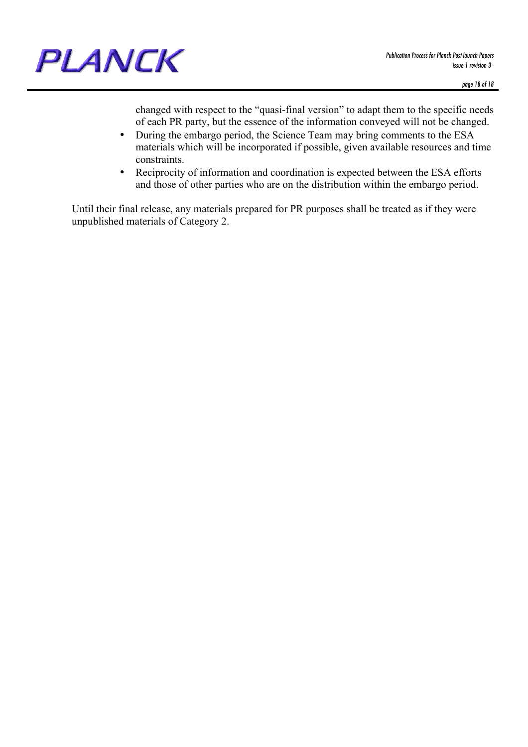changed with respect to the "quasi-final version" to adapt them to the specific needs of each PR party, but the essence of the information conveyed will not be changed.

- During the embargo period, the Science Team may bring comments to the ESA materials which will be incorporated if possible, given available resources and time constraints.
- Reciprocity of information and coordination is expected between the ESA efforts and those of other parties who are on the distribution within the embargo period.

Until their final release, any materials prepared for PR purposes shall be treated as if they were unpublished materials of Category 2.